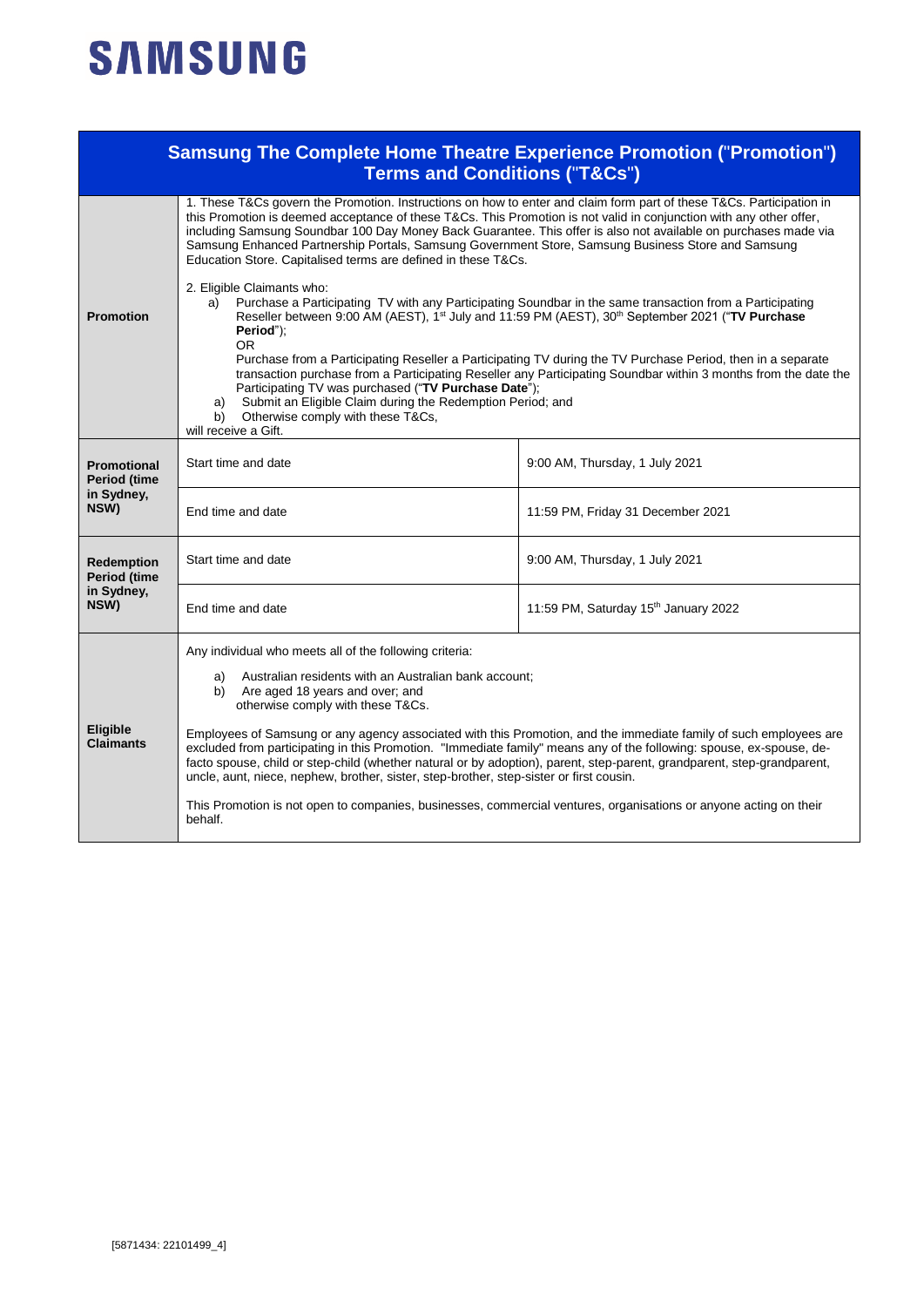SAMSUNG

| **Samsung The Complete Home Theatre Experience Promotion ("Promotion") Terms and Conditions ("T&Cs")** | | |
|---|---|---|
| **Promotion** | 1. These T&Cs govern the Promotion. Instructions on how to enter and claim form part of these T&Cs. Participation in this Promotion is deemed acceptance of these T&Cs. This Promotion is not valid in conjunction with any other offer, including Samsung Soundbar 100 Day Money Back Guarantee. This offer is also not available on purchases made via Samsung Enhanced Partnership Portals, Samsung Government Store, Samsung Business Store and Samsung Education Store. Capitalised terms are defined in these T&Cs.<br><br>2. Eligible Claimants who:<br>a) Purchase a Participating TV with any Participating Soundbar in the same transaction from a Participating Reseller between 9:00 AM (AEST), 1st July and 11:59 PM (AEST), 30th September 2021 ("**TV Purchase Period**");<br>OR<br>Purchase from a Participating Reseller a Participating TV during the TV Purchase Period, then in a separate transaction purchase from a Participating Reseller any Participating Soundbar within 3 months from the date the Participating TV was purchased ("**TV Purchase Date**");<br>a) Submit an Eligible Claim during the Redemption Period; and<br>b) Otherwise comply with these T&Cs,<br>will receive a Gift. | |
| **Promotional Period (time in Sydney, NSW)** | Start time and date | 9:00 AM, Thursday, 1 July 2021 |
| | End time and date | 11:59 PM, Friday 31 December 2021 |
| **Redemption Period (time in Sydney, NSW)** | Start time and date | 9:00 AM, Thursday, 1 July 2021 |
| | End time and date | 11:59 PM, Saturday 15th January 2022 |
| **Eligible Claimants** | Any individual who meets all of the following criteria:<br>a) Australian residents with an Australian bank account;<br>b) Are aged 18 years and over; and<br>otherwise comply with these T&Cs.<br><br>Employees of Samsung or any agency associated with this Promotion, and the immediate family of such employees are excluded from participating in this Promotion. "Immediate family" means any of the following: spouse, ex-spouse, de-facto spouse, child or step-child (whether natural or by adoption), parent, step-parent, grandparent, step-grandparent, uncle, aunt, niece, nephew, brother, sister, step-brother, step-sister or first cousin.<br><br>This Promotion is not open to companies, businesses, commercial ventures, organisations or anyone acting on their behalf. | |

[5871434: 22101499_4]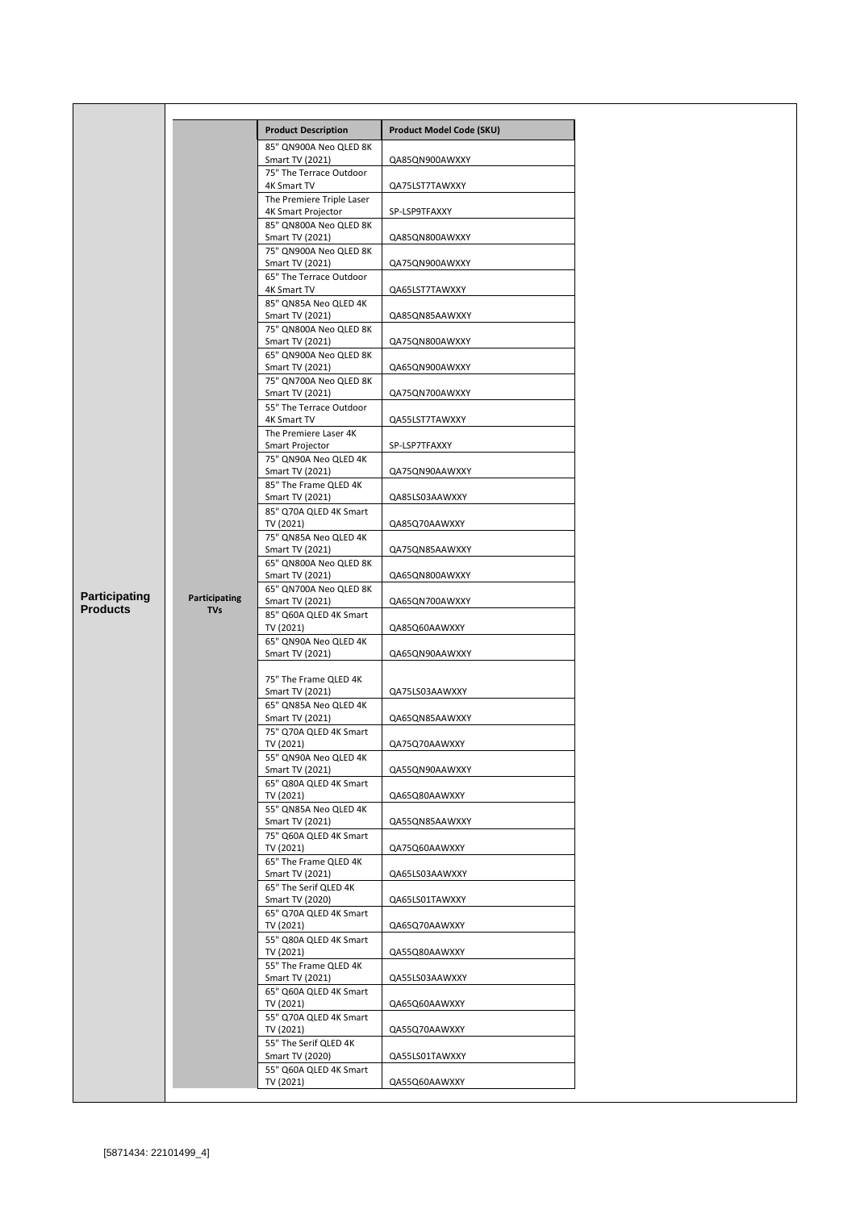| | | Product Description | Product Model Code (SKU) |
|---|---|---|---|
| **Participating Products** | **Participating TVs** | 85" QN900A Neo QLED 8K Smart TV (2021) | QA85QN900AWXXY |
| | | 75" The Terrace Outdoor 4K Smart TV | QA75LST7TAWXXY |
| | | The Premiere Triple Laser 4K Smart Projector | SP-LSP9TFAXXY |
| | | 85" QN800A Neo QLED 8K Smart TV (2021) | QA85QN800AWXXY |
| | | 75" QN900A Neo QLED 8K Smart TV (2021) | QA75QN900AWXXY |
| | | 65" The Terrace Outdoor 4K Smart TV | QA65LST7TAWXXY |
| | | 85" QN85A Neo QLED 4K Smart TV (2021) | QA85QN85AAWXXY |
| | | 75" QN800A Neo QLED 8K Smart TV (2021) | QA75QN800AWXXY |
| | | 65" QN900A Neo QLED 8K Smart TV (2021) | QA65QN900AWXXY |
| | | 75" QN700A Neo QLED 8K Smart TV (2021) | QA75QN700AWXXY |
| | | 55" The Terrace Outdoor 4K Smart TV | QA55LST7TAWXXY |
| | | The Premiere Laser 4K Smart Projector | SP-LSP7TFAXXY |
| | | 75" QN90A Neo QLED 4K Smart TV (2021) | QA75QN90AAWXXY |
| | | 85" The Frame QLED 4K Smart TV (2021) | QA85LS03AAWXXY |
| | | 85" Q70A QLED 4K Smart TV (2021) | QA85Q70AAWXXY |
| | | 75" QN85A Neo QLED 4K Smart TV (2021) | QA75QN85AAWXXY |
| | | 65" QN800A Neo QLED 8K Smart TV (2021) | QA65QN800AWXXY |
| | | 65" QN700A Neo QLED 8K Smart TV (2021) | QA65QN700AWXXY |
| | | 85" Q60A QLED 4K Smart TV (2021) | QA85Q60AAWXXY |
| | | 65" QN90A Neo QLED 4K Smart TV (2021) | QA65QN90AAWXXY |
| | | 75" The Frame QLED 4K Smart TV (2021) | QA75LS03AAWXXY |
| | | 65" QN85A Neo QLED 4K Smart TV (2021) | QA65QN85AAWXXY |
| | | 75" Q70A QLED 4K Smart TV (2021) | QA75Q70AAWXXY |
| | | 55" QN90A Neo QLED 4K Smart TV (2021) | QA55QN90AAWXXY |
| | | 65" Q80A QLED 4K Smart TV (2021) | QA65Q80AAWXXY |
| | | 55" QN85A Neo QLED 4K Smart TV (2021) | QA55QN85AAWXXY |
| | | 75" Q60A QLED 4K Smart TV (2021) | QA75Q60AAWXXY |
| | | 65" The Frame QLED 4K Smart TV (2021) | QA65LS03AAWXXY |
| | | 65" The Serif QLED 4K Smart TV (2020) | QA65LS01TAWXXY |
| | | 65" Q70A QLED 4K Smart TV (2021) | QA65Q70AAWXXY |
| | | 55" Q80A QLED 4K Smart TV (2021) | QA55Q80AAWXXY |
| | | 55" The Frame QLED 4K Smart TV (2021) | QA55LS03AAWXXY |
| | | 65" Q60A QLED 4K Smart TV (2021) | QA65Q60AAWXXY |
| | | 55" Q70A QLED 4K Smart TV (2021) | QA55Q70AAWXXY |
| | | 55" The Serif QLED 4K Smart TV (2020) | QA55LS01TAWXXY |
| | | 55" Q60A QLED 4K Smart TV (2021) | QA55Q60AAWXXY |

[5871434: 22101499_4]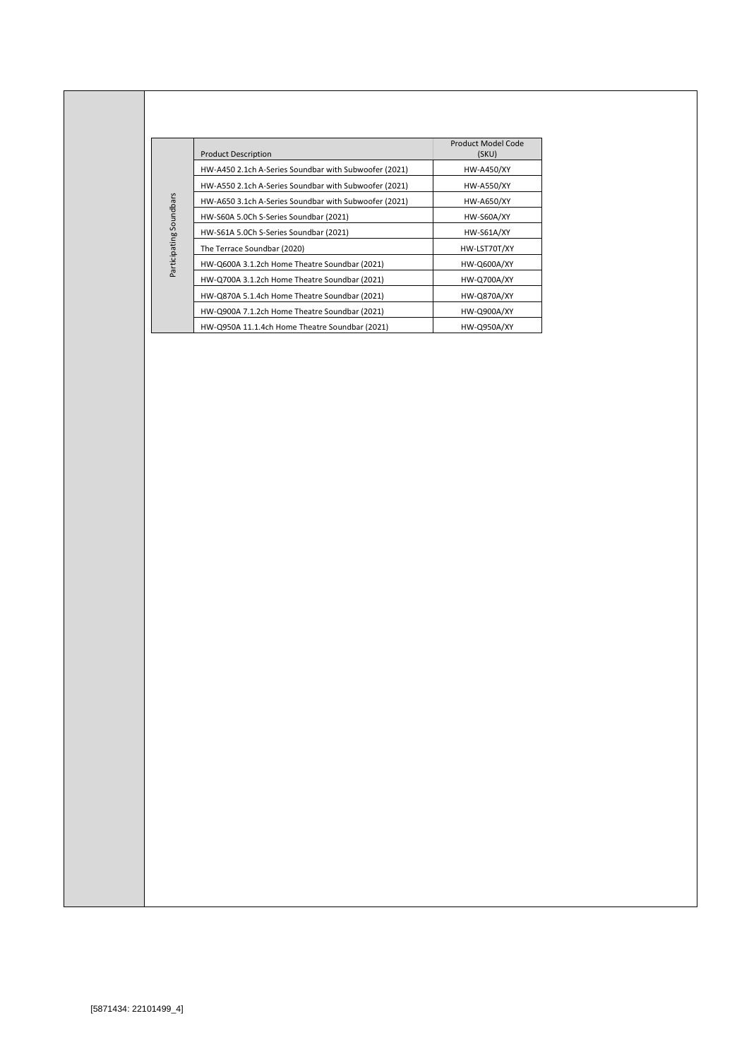| Participating Soundbars | Product Description | Product Model Code (SKU) |
|---|---|---|
| | HW-A450 2.1ch A-Series Soundbar with Subwoofer (2021) | HW-A450/XY |
| | HW-A550 2.1ch A-Series Soundbar with Subwoofer (2021) | HW-A550/XY |
| | HW-A650 3.1ch A-Series Soundbar with Subwoofer (2021) | HW-A650/XY |
| | HW-S60A 5.0Ch S-Series Soundbar (2021) | HW-S60A/XY |
| | HW-S61A 5.0Ch S-Series Soundbar (2021) | HW-S61A/XY |
| | The Terrace Soundbar (2020) | HW-LST70T/XY |
| | HW-Q600A 3.1.2ch Home Theatre Soundbar (2021) | HW-Q600A/XY |
| | HW-Q700A 3.1.2ch Home Theatre Soundbar (2021) | HW-Q700A/XY |
| | HW-Q870A 5.1.4ch Home Theatre Soundbar (2021) | HW-Q870A/XY |
| | HW-Q900A 7.1.2ch Home Theatre Soundbar (2021) | HW-Q900A/XY |
| | HW-Q950A 11.1.4ch Home Theatre Soundbar (2021) | HW-Q950A/XY |

[5871434: 22101499_4]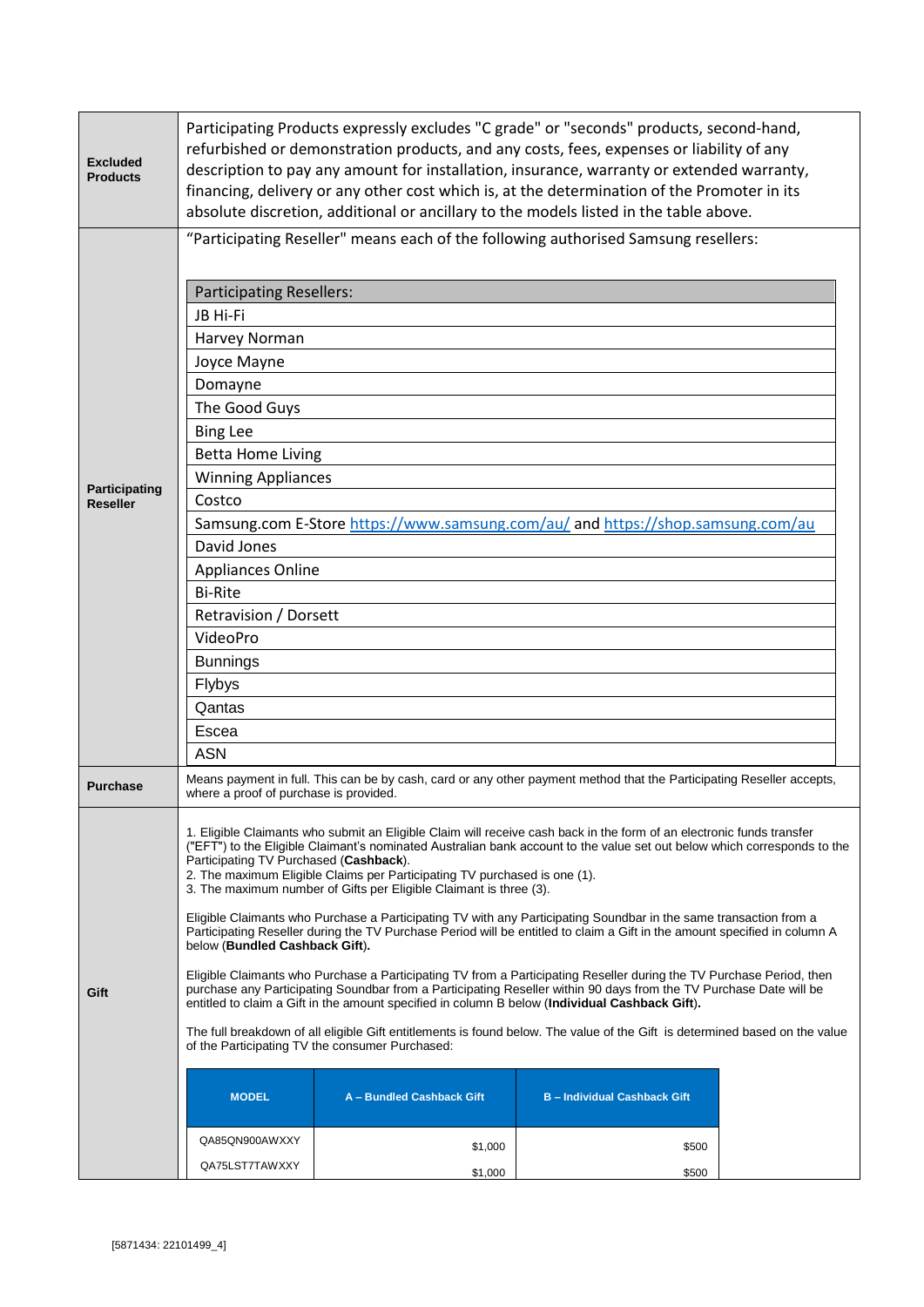| | |
|---|---|
| **Excluded Products** | Participating Products expressly excludes "C grade" or "seconds" products, second-hand, refurbished or demonstration products, and any costs, fees, expenses or liability of any description to pay any amount for installation, insurance, warranty or extended warranty, financing, delivery or any other cost which is, at the determination of the Promoter in its absolute discretion, additional or ancillary to the models listed in the table above. |
| **Participating Reseller** | "Participating Reseller" means each of the following authorised Samsung resellers: |
| **Purchase** | Means payment in full. This can be by cash, card or any other payment method that the Participating Reseller accepts, where a proof of purchase is provided. |
| **Gift** | See below. |

**Participating Resellers:**

| Participating Resellers: |
|---|
| JB Hi-Fi |
| Harvey Norman |
| Joyce Mayne |
| Domayne |
| The Good Guys |
| Bing Lee |
| Betta Home Living |
| Winning Appliances |
| Costco |
| Samsung.com E-Store https://www.samsung.com/au/ and https://shop.samsung.com/au |
| David Jones |
| Appliances Online |
| Bi-Rite |
| Retravision / Dorsett |
| VideoPro |
| Bunnings |
| Flybys |
| Qantas |
| Escea |
| ASN |

**Gift**

1. Eligible Claimants who submit an Eligible Claim will receive cash back in the form of an electronic funds transfer ("EFT") to the Eligible Claimant's nominated Australian bank account to the value set out below which corresponds to the Participating TV Purchased (**Cashback**).
2. The maximum Eligible Claims per Participating TV purchased is one (1).
3. The maximum number of Gifts per Eligible Claimant is three (3).

Eligible Claimants who Purchase a Participating TV with any Participating Soundbar in the same transaction from a Participating Reseller during the TV Purchase Period will be entitled to claim a Gift in the amount specified in column A below (**Bundled Cashback Gift**).

Eligible Claimants who Purchase a Participating TV from a Participating Reseller during the TV Purchase Period, then purchase any Participating Soundbar from a Participating Reseller within 90 days from the TV Purchase Date will be entitled to claim a Gift in the amount specified in column B below (**Individual Cashback Gift**).

The full breakdown of all eligible Gift entitlements is found below. The value of the Gift is determined based on the value of the Participating TV the consumer Purchased:

| MODEL | A – Bundled Cashback Gift | B – Individual Cashback Gift |
|---|---|---|
| QA85QN900AWXXY | $1,000 | $500 |
| QA75LST7TAWXXY | $1,000 | $500 |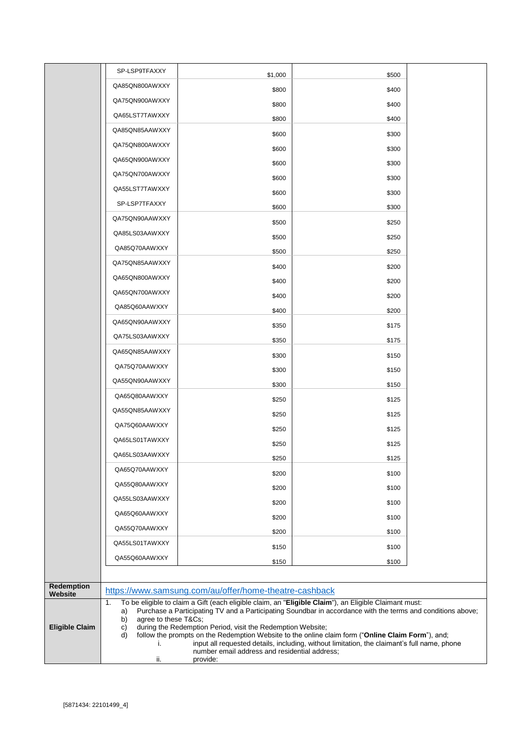| | | | |
|---|---|---|---|
| | SP-LSP9TFAXXY | $1,000 | $500 |
| | QA85QN800AWXXY | $800 | $400 |
| | QA75QN900AWXXY | $800 | $400 |
| | QA65LST7TAWXXY | $800 | $400 |
| | QA85QN85AAWXXY | $600 | $300 |
| | QA75QN800AWXXY | $600 | $300 |
| | QA65QN900AWXXY | $600 | $300 |
| | QA75QN700AWXXY | $600 | $300 |
| | QA55LST7TAWXXY | $600 | $300 |
| | SP-LSP7TFAXXY | $600 | $300 |
| | QA75QN90AAWXXY | $500 | $250 |
| | QA85LS03AAWXXY | $500 | $250 |
| | QA85Q70AAWXXY | $500 | $250 |
| | QA75QN85AAWXXY | $400 | $200 |
| | QA65QN800AWXXY | $400 | $200 |
| | QA65QN700AWXXY | $400 | $200 |
| | QA85Q60AAWXXY | $400 | $200 |
| | QA65QN90AAWXXY | $350 | $175 |
| | QA75LS03AAWXXY | $350 | $175 |
| | QA65QN85AAWXXY | $300 | $150 |
| | QA75Q70AAWXXY | $300 | $150 |
| | QA55QN90AAWXXY | $300 | $150 |
| | QA65Q80AAWXXY | $250 | $125 |
| | QA55QN85AAWXXY | $250 | $125 |
| | QA75Q60AAWXXY | $250 | $125 |
| | QA65LS01TAWXXY | $250 | $125 |
| | QA65LS03AAWXXY | $250 | $125 |
| | QA65Q70AAWXXY | $200 | $100 |
| | QA55Q80AAWXXY | $200 | $100 |
| | QA55LS03AAWXXY | $200 | $100 |
| | QA65Q60AAWXXY | $200 | $100 |
| | QA55Q70AAWXXY | $200 | $100 |
| | QA55LS01TAWXXY | $150 | $100 |
| | QA55Q60AAWXXY | $150 | $100 |

| | |
|---|---|
| **Redemption Website** | https://www.samsung.com/au/offer/home-theatre-cashback |
| **Eligible Claim** | 1. To be eligible to claim a Gift (each eligible claim, an "**Eligible Claim**"), an Eligible Claimant must:<br>a) Purchase a Participating TV and a Participating Soundbar in accordance with the terms and conditions above;<br>b) agree to these T&Cs;<br>c) during the Redemption Period, visit the Redemption Website;<br>d) follow the prompts on the Redemption Website to the online claim form ("**Online Claim Form**"), and;<br>i. input all requested details, including, without limitation, the claimant's full name, phone number email address and residential address;<br>ii. provide: |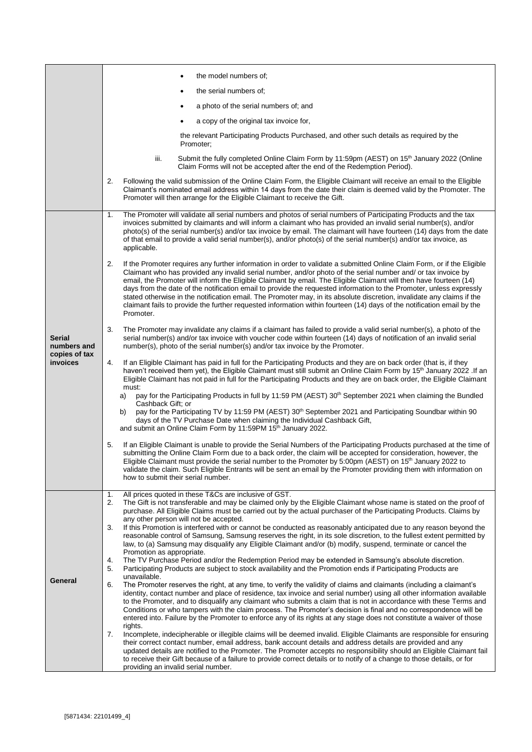| | |
|---|---|
| | • the model numbers of;<br>• the serial numbers of;<br>• a photo of the serial numbers of; and<br>• a copy of the original tax invoice for,<br><br>the relevant Participating Products Purchased, and other such details as required by the Promoter;<br><br>iii. Submit the fully completed Online Claim Form by 11:59pm (AEST) on 15th January 2022 (Online Claim Forms will not be accepted after the end of the Redemption Period).<br><br>2. Following the valid submission of the Online Claim Form, the Eligible Claimant will receive an email to the Eligible Claimant's nominated email address within 14 days from the date their claim is deemed valid by the Promoter. The Promoter will then arrange for the Eligible Claimant to receive the Gift. |
| **Serial numbers and copies of tax invoices** | 1. The Promoter will validate all serial numbers and photos of serial numbers of Participating Products and the tax invoices submitted by claimants and will inform a claimant who has provided an invalid serial number(s), and/or photo(s) of the serial number(s) and/or tax invoice by email. The claimant will have fourteen (14) days from the date of that email to provide a valid serial number(s), and/or photo(s) of the serial number(s) and/or tax invoice, as applicable.<br><br>2. If the Promoter requires any further information in order to validate a submitted Online Claim Form, or if the Eligible Claimant who has provided any invalid serial number, and/or photo of the serial number and/ or tax invoice by email, the Promoter will inform the Eligible Claimant by email. The Eligible Claimant will then have fourteen (14) days from the date of the notification email to provide the requested information to the Promoter, unless expressly stated otherwise in the notification email. The Promoter may, in its absolute discretion, invalidate any claims if the claimant fails to provide the further requested information within fourteen (14) days of the notification email by the Promoter.<br><br>3. The Promoter may invalidate any claims if a claimant has failed to provide a valid serial number(s), a photo of the serial number(s) and/or tax invoice with voucher code within fourteen (14) days of notification of an invalid serial number(s), photo of the serial number(s) and/or tax invoice by the Promoter.<br><br>4. If an Eligible Claimant has paid in full for the Participating Products and they are on back order (that is, if they haven't received them yet), the Eligible Claimant must still submit an Online Claim Form by 15th January 2022 .If an Eligible Claimant has not paid in full for the Participating Products and they are on back order, the Eligible Claimant must:<br>a) pay for the Participating Products in full by 11:59 PM (AEST) 30th September 2021 when claiming the Bundled Cashback Gift; or<br>b) pay for the Participating TV by 11:59 PM (AEST) 30th September 2021 and Participating Soundbar within 90 days of the TV Purchase Date when claiming the Individual Cashback Gift,<br>and submit an Online Claim Form by 11:59PM 15th January 2022.<br><br>5. If an Eligible Claimant is unable to provide the Serial Numbers of the Participating Products purchased at the time of submitting the Online Claim Form due to a back order, the claim will be accepted for consideration, however, the Eligible Claimant must provide the serial number to the Promoter by 5:00pm (AEST) on 15th January 2022 to validate the claim. Such Eligible Entrants will be sent an email by the Promoter providing them with information on how to submit their serial number. |
| **General** | 1. All prices quoted in these T&Cs are inclusive of GST.<br>2. The Gift is not transferable and may be claimed only by the Eligible Claimant whose name is stated on the proof of purchase. All Eligible Claims must be carried out by the actual purchaser of the Participating Products. Claims by any other person will not be accepted.<br>3. If this Promotion is interfered with or cannot be conducted as reasonably anticipated due to any reason beyond the reasonable control of Samsung, Samsung reserves the right, in its sole discretion, to the fullest extent permitted by law, to (a) Samsung may disqualify any Eligible Claimant and/or (b) modify, suspend, terminate or cancel the Promotion as appropriate.<br>4. The TV Purchase Period and/or the Redemption Period may be extended in Samsung's absolute discretion.<br>5. Participating Products are subject to stock availability and the Promotion ends if Participating Products are unavailable.<br>6. The Promoter reserves the right, at any time, to verify the validity of claims and claimants (including a claimant's identity, contact number and place of residence, tax invoice and serial number) using all other information available to the Promoter, and to disqualify any claimant who submits a claim that is not in accordance with these Terms and Conditions or who tampers with the claim process. The Promoter's decision is final and no correspondence will be entered into. Failure by the Promoter to enforce any of its rights at any stage does not constitute a waiver of those rights.<br>7. Incomplete, indecipherable or illegible claims will be deemed invalid. Eligible Claimants are responsible for ensuring their correct contact number, email address, bank account details and address details are provided and any updated details are notified to the Promoter. The Promoter accepts no responsibility should an Eligible Claimant fail to receive their Gift because of a failure to provide correct details or to notify of a change to those details, or for providing an invalid serial number. |

[5871434: 22101499_4]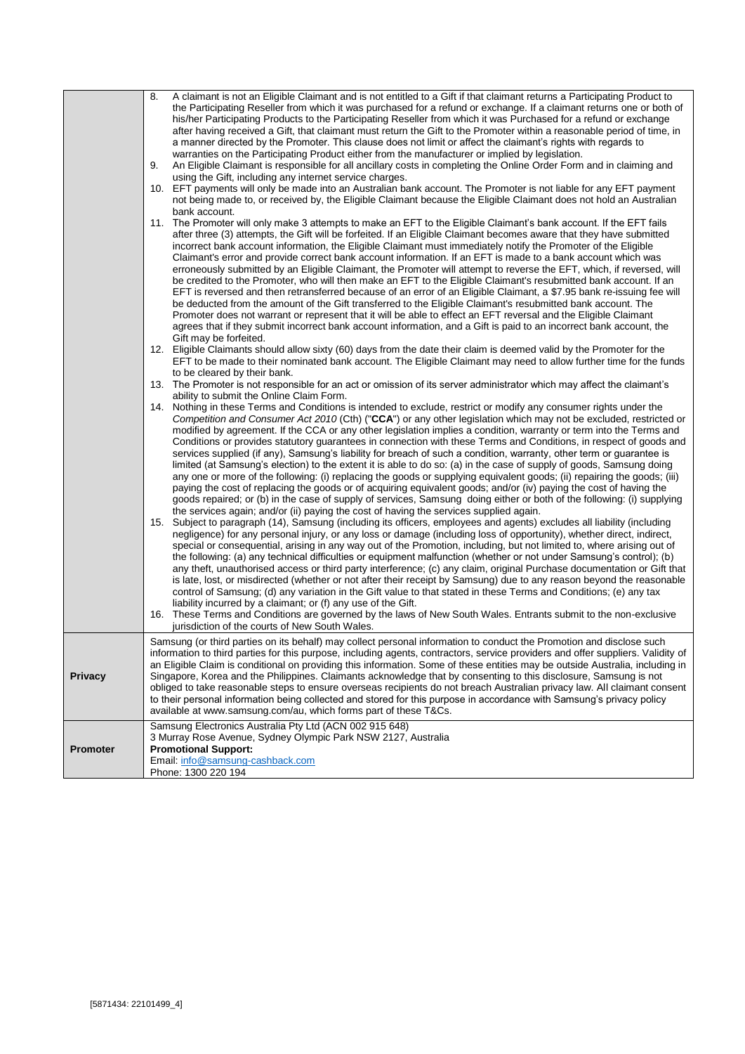| | |
|---|---|
| | 8. A claimant is not an Eligible Claimant and is not entitled to a Gift if that claimant returns a Participating Product to the Participating Reseller from which it was purchased for a refund or exchange. If a claimant returns one or both of his/her Participating Products to the Participating Reseller from which it was Purchased for a refund or exchange after having received a Gift, that claimant must return the Gift to the Promoter within a reasonable period of time, in a manner directed by the Promoter. This clause does not limit or affect the claimant's rights with regards to warranties on the Participating Product either from the manufacturer or implied by legislation.<br>9. An Eligible Claimant is responsible for all ancillary costs in completing the Online Order Form and in claiming and using the Gift, including any internet service charges.<br>10. EFT payments will only be made into an Australian bank account. The Promoter is not liable for any EFT payment not being made to, or received by, the Eligible Claimant because the Eligible Claimant does not hold an Australian bank account.<br>11. The Promoter will only make 3 attempts to make an EFT to the Eligible Claimant's bank account. If the EFT fails after three (3) attempts, the Gift will be forfeited. If an Eligible Claimant becomes aware that they have submitted incorrect bank account information, the Eligible Claimant must immediately notify the Promoter of the Eligible Claimant's error and provide correct bank account information. If an EFT is made to a bank account which was erroneously submitted by an Eligible Claimant, the Promoter will attempt to reverse the EFT, which, if reversed, will be credited to the Promoter, who will then make an EFT to the Eligible Claimant's resubmitted bank account. If an EFT is reversed and then retransferred because of an error of an Eligible Claimant, a $7.95 bank re-issuing fee will be deducted from the amount of the Gift transferred to the Eligible Claimant's resubmitted bank account. The Promoter does not warrant or represent that it will be able to effect an EFT reversal and the Eligible Claimant agrees that if they submit incorrect bank account information, and a Gift is paid to an incorrect bank account, the Gift may be forfeited.<br>12. Eligible Claimants should allow sixty (60) days from the date their claim is deemed valid by the Promoter for the EFT to be made to their nominated bank account. The Eligible Claimant may need to allow further time for the funds to be cleared by their bank.<br>13. The Promoter is not responsible for an act or omission of its server administrator which may affect the claimant's ability to submit the Online Claim Form.<br>14. Nothing in these Terms and Conditions is intended to exclude, restrict or modify any consumer rights under the *Competition and Consumer Act 2010* (Cth) ("**CCA**") or any other legislation which may not be excluded, restricted or modified by agreement. If the CCA or any other legislation implies a condition, warranty or term into the Terms and Conditions or provides statutory guarantees in connection with these Terms and Conditions, in respect of goods and services supplied (if any), Samsung's liability for breach of such a condition, warranty, other term or guarantee is limited (at Samsung's election) to the extent it is able to do so: (a) in the case of supply of goods, Samsung doing any one or more of the following: (i) replacing the goods or supplying equivalent goods; (ii) repairing the goods; (iii) paying the cost of replacing the goods or of acquiring equivalent goods; and/or (iv) paying the cost of having the goods repaired; or (b) in the case of supply of services, Samsung doing either or both of the following: (i) supplying the services again; and/or (ii) paying the cost of having the services supplied again.<br>15. Subject to paragraph (14), Samsung (including its officers, employees and agents) excludes all liability (including negligence) for any personal injury, or any loss or damage (including loss of opportunity), whether direct, indirect, special or consequential, arising in any way out of the Promotion, including, but not limited to, where arising out of the following: (a) any technical difficulties or equipment malfunction (whether or not under Samsung's control); (b) any theft, unauthorised access or third party interference; (c) any claim, original Purchase documentation or Gift that is late, lost, or misdirected (whether or not after their receipt by Samsung) due to any reason beyond the reasonable control of Samsung; (d) any variation in the Gift value to that stated in these Terms and Conditions; (e) any tax liability incurred by a claimant; or (f) any use of the Gift.<br>16. These Terms and Conditions are governed by the laws of New South Wales. Entrants submit to the non-exclusive jurisdiction of the courts of New South Wales. |
| **Privacy** | Samsung (or third parties on its behalf) may collect personal information to conduct the Promotion and disclose such information to third parties for this purpose, including agents, contractors, service providers and offer suppliers. Validity of an Eligible Claim is conditional on providing this information. Some of these entities may be outside Australia, including in Singapore, Korea and the Philippines. Claimants acknowledge that by consenting to this disclosure, Samsung is not obliged to take reasonable steps to ensure overseas recipients do not breach Australian privacy law. All claimant consent to their personal information being collected and stored for this purpose in accordance with Samsung's privacy policy available at www.samsung.com/au, which forms part of these T&Cs. |
| **Promoter** | Samsung Electronics Australia Pty Ltd (ACN 002 915 648)<br>3 Murray Rose Avenue, Sydney Olympic Park NSW 2127, Australia<br>**Promotional Support:**<br>Email: info@samsung-cashback.com<br>Phone: 1300 220 194 |

[5871434: 22101499_4]